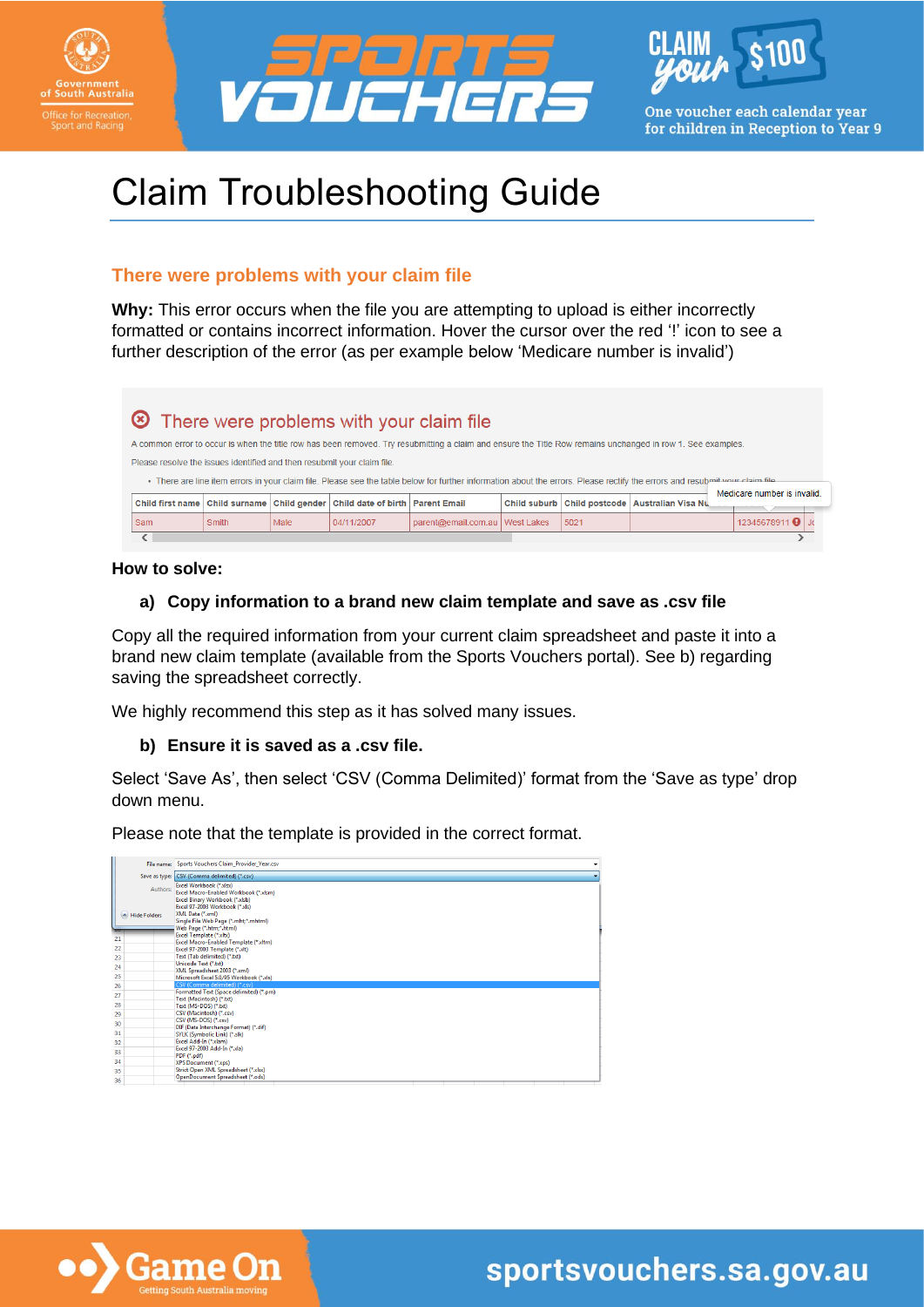# Claim Troubleshooting Guide

## There were problems with your claim file

**Why:** This error occurs when the file you are attempting to upload is either incorrectly formatted or contains incorrect information. Hover the cursor over the red '!' icon to see a further description of the error (as per example below 'Medicare number is invalid')

**How to solve:**

### a) Copy information to a brand new claim template and save as .csv file

Copy all the required information from your current claim spreadsheet and paste it into a brand new claim template (available from the Sports Vouchers portal). See b) regarding saving the spreadsheet correctly.

We highly recommend this step as it has solved many issues.

### b) Ensure it is saved as a .csv file.

Select 'Save As', then select 'CSV (Comma Delimited)' format from the 'Save as type' drop down menu.

Please note that the template is provided in the correct format.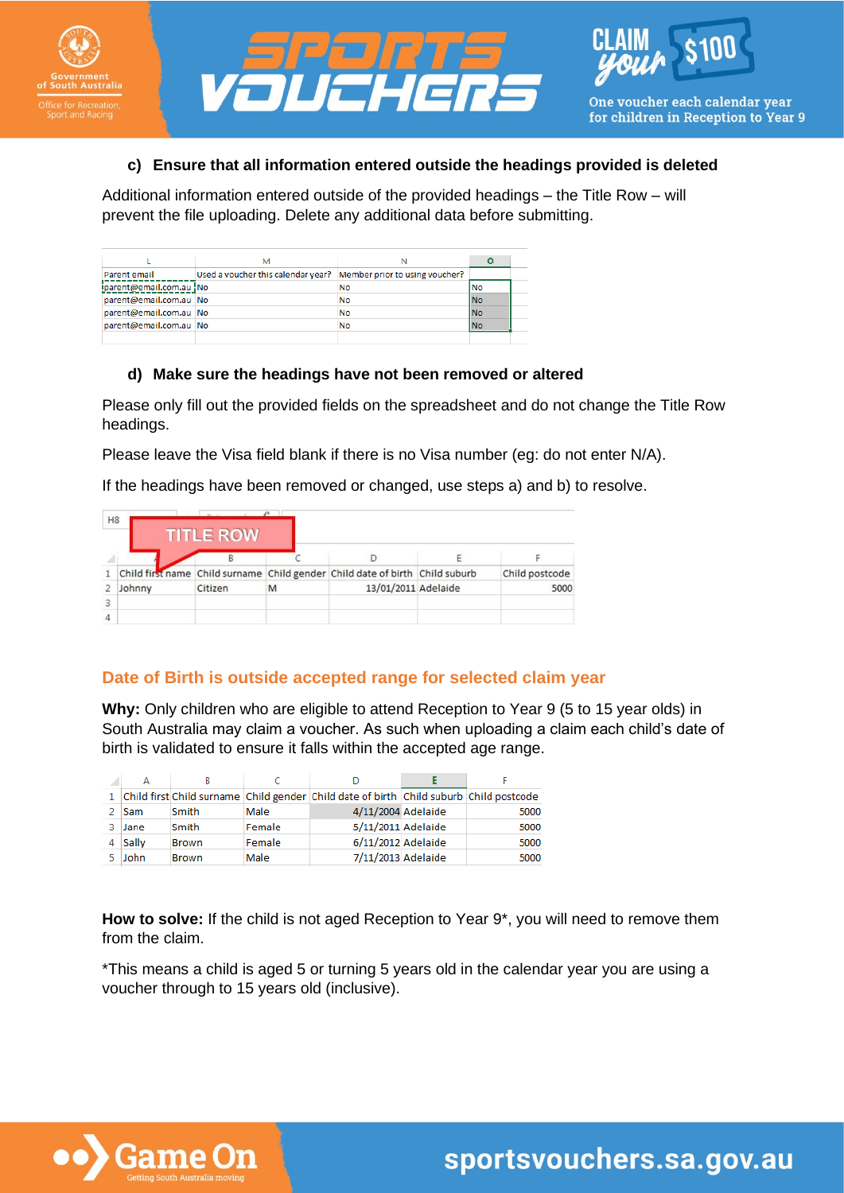### c) Ensure that all information entered outside the headings provided is deleted

Additional information entered outside of the provided headings – the Title Row – will prevent the file uploading. Delete any additional data before submitting.

| L | M | N | O |
|---|---|---|---|
| Parent email | Used a voucher this calendar year? | Member prior to using voucher? | |
| parent@email.com.au | No | No | No |
| parent@email.com.au | No | No | No |
| parent@email.com.au | No | No | No |
| parent@email.com.au | No | No | No |

### d) Make sure the headings have not been removed or altered

Please only fill out the provided fields on the spreadsheet and do not change the Title Row headings.

Please leave the Visa field blank if there is no Visa number (eg: do not enter N/A).

If the headings have been removed or changed, use steps a) and b) to resolve.

TITLE ROW

| | A | B | C | D | E | F |
|---|---|---|---|---|---|---|
| 1 | Child first name | Child surname | Child gender | Child date of birth | Child suburb | Child postcode |
| 2 | Johnny | Citizen | M | 13/01/2011 | Adelaide | 5000 |
| 3 | | | | | | |
| 4 | | | | | | |

## Date of Birth is outside accepted range for selected claim year

**Why:** Only children who are eligible to attend Reception to Year 9 (5 to 15 year olds) in South Australia may claim a voucher. As such when uploading a claim each child's date of birth is validated to ensure it falls within the accepted age range.

| | A | B | C | D | E | F |
|---|---|---|---|---|---|---|
| 1 | Child first | Child surname | Child gender | Child date of birth | Child suburb | Child postcode |
| 2 | Sam | Smith | Male | 4/11/2004 | Adelaide | 5000 |
| 3 | Jane | Smith | Female | 5/11/2011 | Adelaide | 5000 |
| 4 | Sally | Brown | Female | 6/11/2012 | Adelaide | 5000 |
| 5 | John | Brown | Male | 7/11/2013 | Adelaide | 5000 |

**How to solve:** If the child is not aged Reception to Year 9*, you will need to remove them from the claim.

*This means a child is aged 5 or turning 5 years old in the calendar year you are using a voucher through to 15 years old (inclusive).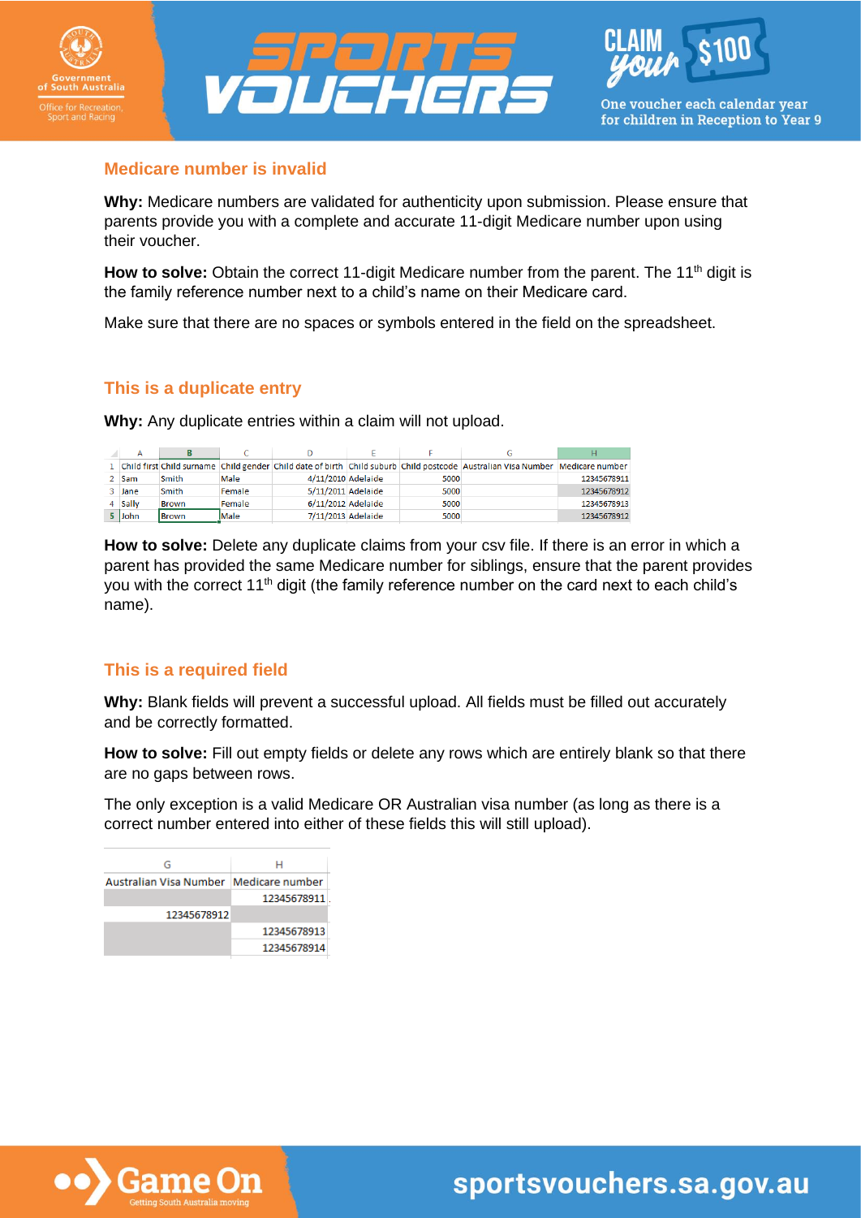## Medicare number is invalid

**Why:** Medicare numbers are validated for authenticity upon submission. Please ensure that parents provide you with a complete and accurate 11-digit Medicare number upon using their voucher.

**How to solve:** Obtain the correct 11-digit Medicare number from the parent. The 11th digit is the family reference number next to a child's name on their Medicare card.

Make sure that there are no spaces or symbols entered in the field on the spreadsheet.

## This is a duplicate entry

**Why:** Any duplicate entries within a claim will not upload.

| | A | B | C | D | E | F | G | H |
|---|---|---|---|---|---|---|---|---|
| 1 | Child first | Child surname | Child gender | Child date of birth | Child suburb | Child postcode | Australian Visa Number | Medicare number |
| 2 | Sam | Smith | Male | 4/11/2010 | Adelaide | 5000 | | 12345678911 |
| 3 | Jane | Smith | Female | 5/11/2011 | Adelaide | 5000 | | 12345678912 |
| 4 | Sally | Brown | Female | 6/11/2012 | Adelaide | 5000 | | 12345678913 |
| 5 | John | Brown | Male | 7/11/2013 | Adelaide | 5000 | | 12345678912 |

**How to solve:** Delete any duplicate claims from your csv file. If there is an error in which a parent has provided the same Medicare number for siblings, ensure that the parent provides you with the correct 11th digit (the family reference number on the card next to each child's name).

## This is a required field

**Why:** Blank fields will prevent a successful upload. All fields must be filled out accurately and be correctly formatted.

**How to solve:** Fill out empty fields or delete any rows which are entirely blank so that there are no gaps between rows.

The only exception is a valid Medicare OR Australian visa number (as long as there is a correct number entered into either of these fields this will still upload).

| G | H |
|---|---|
| Australian Visa Number | Medicare number |
| | 12345678911 |
| 12345678912 | |
| | 12345678913 |
| | 12345678914 |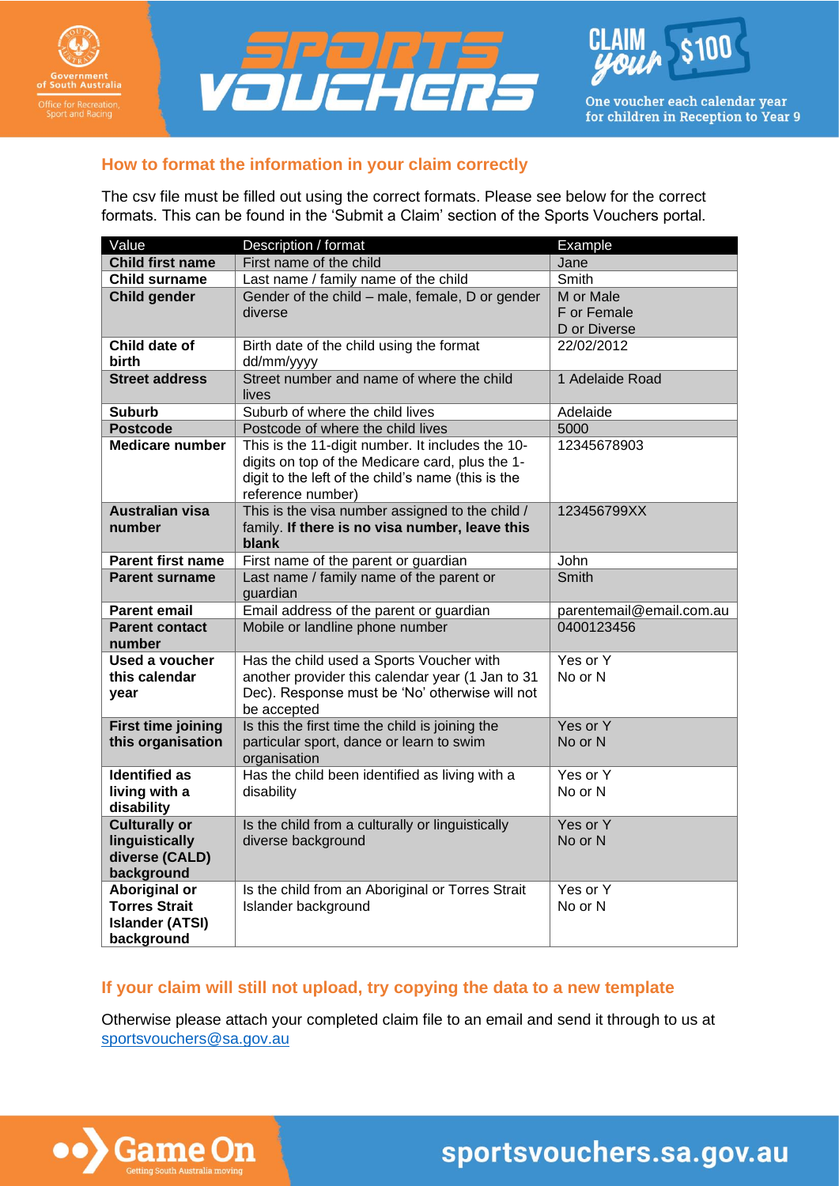## How to format the information in your claim correctly

The csv file must be filled out using the correct formats. Please see below for the correct formats. This can be found in the 'Submit a Claim' section of the Sports Vouchers portal.

| Value | Description / format | Example |
|---|---|---|
| **Child first name** | First name of the child | Jane |
| **Child surname** | Last name / family name of the child | Smith |
| **Child gender** | Gender of the child – male, female, D or gender diverse | M or Male<br>F or Female<br>D or Diverse |
| **Child date of birth** | Birth date of the child using the format dd/mm/yyyy | 22/02/2012 |
| **Street address** | Street number and name of where the child lives | 1 Adelaide Road |
| **Suburb** | Suburb of where the child lives | Adelaide |
| **Postcode** | Postcode of where the child lives | 5000 |
| **Medicare number** | This is the 11-digit number. It includes the 10-digits on top of the Medicare card, plus the 1-digit to the left of the child's name (this is the reference number) | 12345678903 |
| **Australian visa number** | This is the visa number assigned to the child / family. **If there is no visa number, leave this blank** | 123456799XX |
| **Parent first name** | First name of the parent or guardian | John |
| **Parent surname** | Last name / family name of the parent or guardian | Smith |
| **Parent email** | Email address of the parent or guardian | parentemail@email.com.au |
| **Parent contact number** | Mobile or landline phone number | 0400123456 |
| **Used a voucher this calendar year** | Has the child used a Sports Voucher with another provider this calendar year (1 Jan to 31 Dec). Response must be 'No' otherwise will not be accepted | Yes or Y<br>No or N |
| **First time joining this organisation** | Is this the first time the child is joining the particular sport, dance or learn to swim organisation | Yes or Y<br>No or N |
| **Identified as living with a disability** | Has the child been identified as living with a disability | Yes or Y<br>No or N |
| **Culturally or linguistically diverse (CALD) background** | Is the child from a culturally or linguistically diverse background | Yes or Y<br>No or N |
| **Aboriginal or Torres Strait Islander (ATSI) background** | Is the child from an Aboriginal or Torres Strait Islander background | Yes or Y<br>No or N |

## If your claim will still not upload, try copying the data to a new template

Otherwise please attach your completed claim file to an email and send it through to us at sportsvouchers@sa.gov.au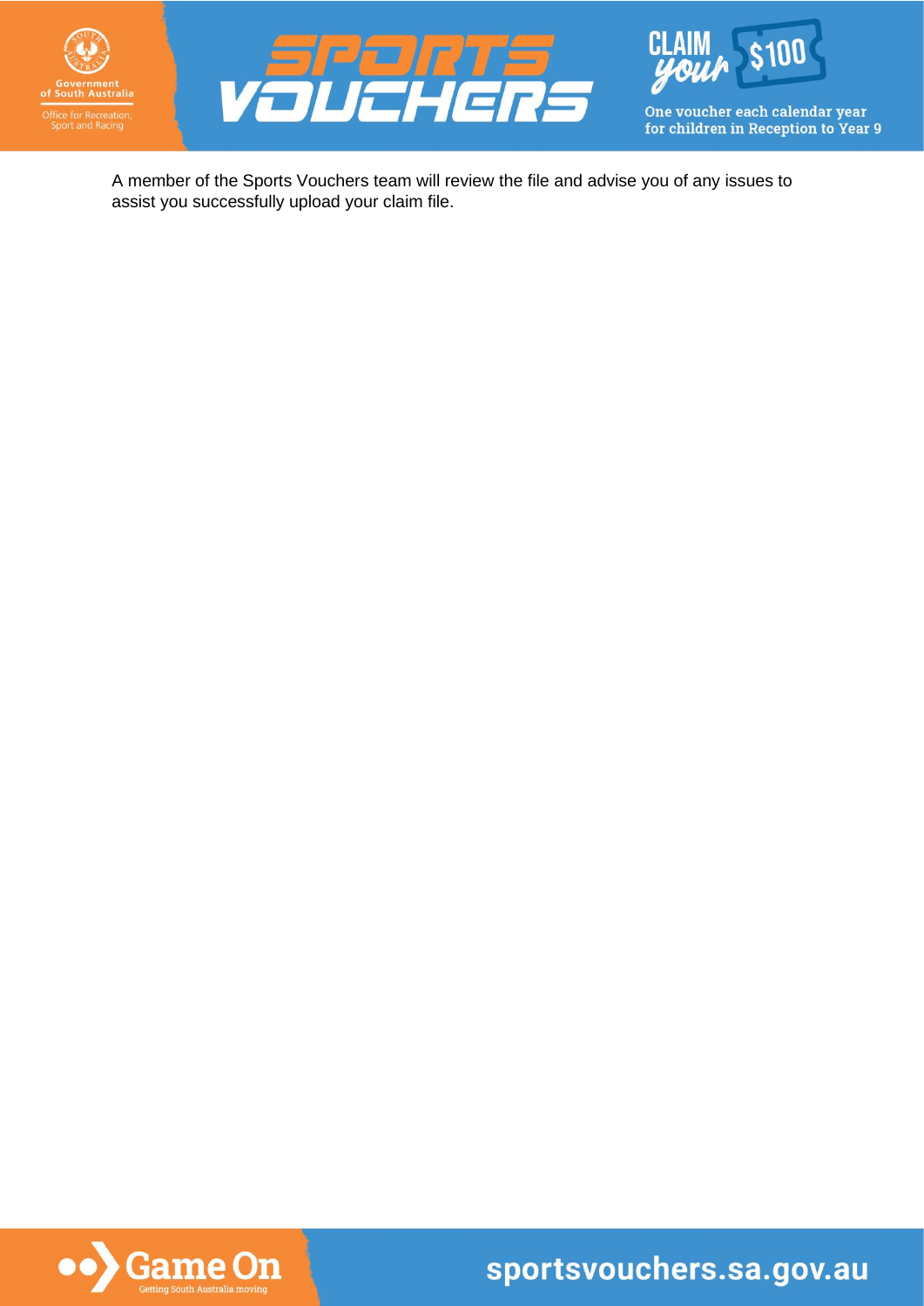A member of the Sports Vouchers team will review the file and advise you of any issues to assist you successfully upload your claim file.